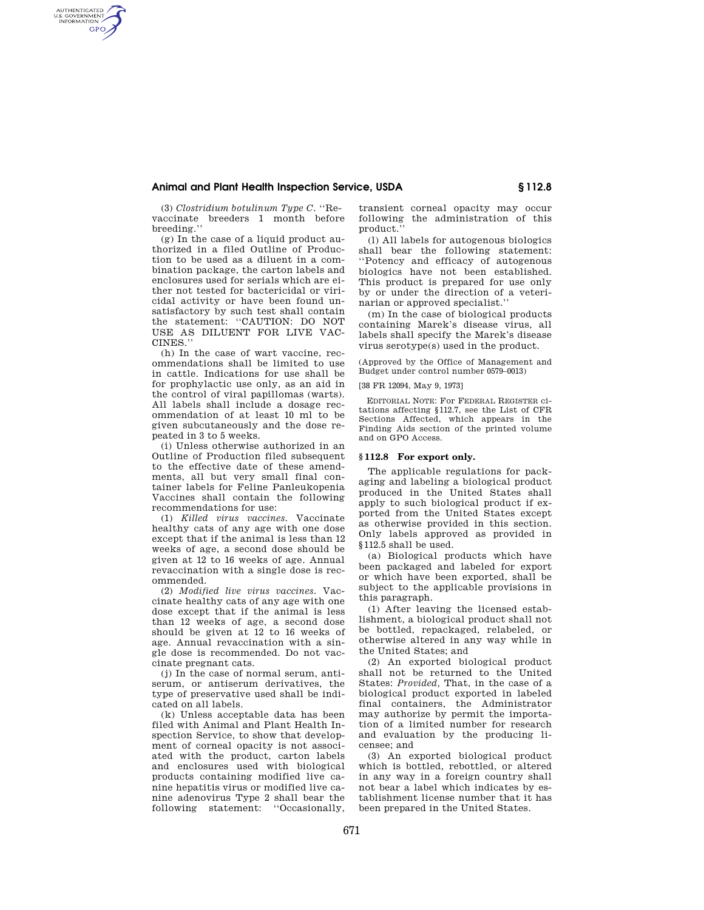(3) *Clostridium botulinum Type C.* ''Revaccinate breeders 1 month before breeding.''

(g) In the case of a liquid product authorized in a filed Outline of Production to be used as a diluent in a combination package, the carton labels and enclosures used for serials which are either not tested for bactericidal or viricidal activity or have been found unsatisfactory by such test shall contain the statement: ''CAUTION: DO NOT USE AS DILUENT FOR LIVE VACCINES.''

(h) In the case of wart vaccine, recommendations shall be limited to use in cattle. Indications for use shall be for prophylactic use only, as an aid in the control of viral papillomas (warts). All labels shall include a dosage recommendation of at least 10 ml to be given subcutaneously and the dose repeated in 3 to 5 weeks.

(i) Unless otherwise authorized in an Outline of Production filed subsequent to the effective date of these amendments, all but very small final container labels for Feline Panleukopenia Vaccines shall contain the following recommendations for use:

(1) *Killed virus vaccines.* Vaccinate healthy cats of any age with one dose except that if the animal is less than 12 weeks of age, a second dose should be given at 12 to 16 weeks of age. Annual revaccination with a single dose is recommended.

(2) *Modified live virus vaccines.* Vaccinate healthy cats of any age with one dose except that if the animal is less than 12 weeks of age, a second dose should be given at 12 to 16 weeks of age. Annual revaccination with a single dose is recommended. Do not vaccinate pregnant cats.

(j) In the case of normal serum, antiserum, or antiserum derivatives, the type of preservative used shall be indicated on all labels.

(k) Unless acceptable data has been filed with Animal and Plant Health Inspection Service, to show that development of corneal opacity is not associated with the product, carton labels and enclosures used with biological products containing modified live canine hepatitis virus or modified live canine adenovirus Type 2 shall bear the following statement: ''Occasionally, transient corneal opacity may occur following the administration of this product.''

(l) All labels for autogenous biologics shall bear the following statement: ''Potency and efficacy of autogenous biologics have not been established. This product is prepared for use only by or under the direction of a veterinarian or approved specialist.''

(m) In the case of biological products containing Marek's disease virus, all labels shall specify the Marek's disease virus serotype(s) used in the product.

(Approved by the Office of Management and Budget under control number 0579–0013)

[38 FR 12094, May 9, 1973]

EDITORIAL NOTE: For FEDERAL REGISTER citations affecting §112.7, see the List of CFR Sections Affected, which appears in the Finding Aids section of the printed volume and on GPO Access.

## §112.8 For export only.

The applicable regulations for packaging and labeling a biological product produced in the United States shall apply to such biological product if exported from the United States except as otherwise provided in this section. Only labels approved as provided in §112.5 shall be used.

(a) Biological products which have been packaged and labeled for export or which have been exported, shall be subject to the applicable provisions in this paragraph.

(1) After leaving the licensed establishment, a biological product shall not be bottled, repackaged, relabeled, or otherwise altered in any way while in the United States; and

(2) An exported biological product shall not be returned to the United States: *Provided,* That, in the case of a biological product exported in labeled final containers, the Administrator may authorize by permit the importation of a limited number for research and evaluation by the producing licensee; and

(3) An exported biological product which is bottled, rebottled, or altered in any way in a foreign country shall not bear a label which indicates by establishment license number that it has been prepared in the United States.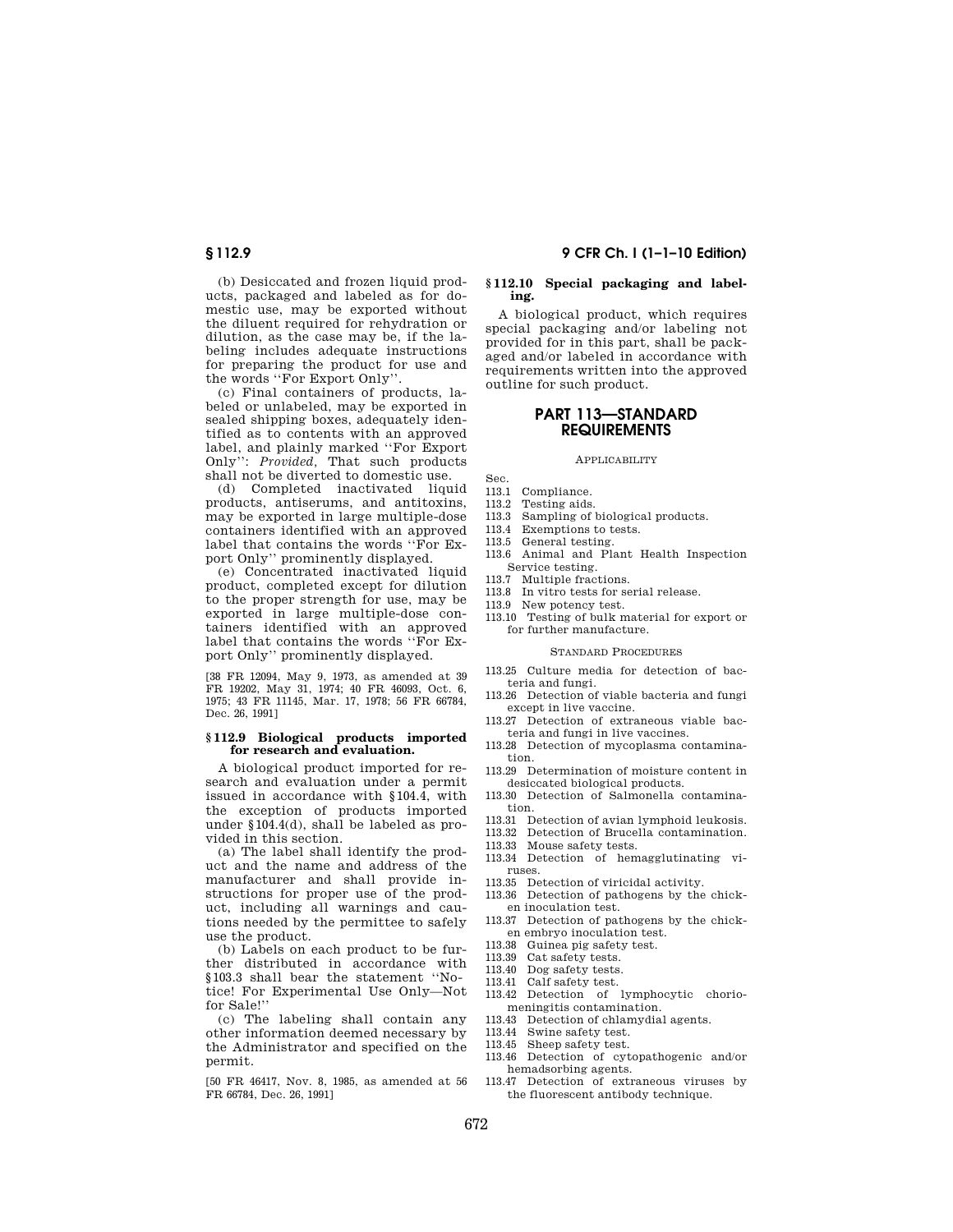(b) Desiccated and frozen liquid products, packaged and labeled as for domestic use, may be exported without the diluent required for rehydration or dilution, as the case may be, if the labeling includes adequate instructions for preparing the product for use and the words ''For Export Only''.

(c) Final containers of products, labeled or unlabeled, may be exported in sealed shipping boxes, adequately identified as to contents with an approved label, and plainly marked ''For Export Only'': *Provided,* That such products shall not be diverted to domestic use.

(d) Completed inactivated liquid products, antiserums, and antitoxins, may be exported in large multiple-dose containers identified with an approved label that contains the words ''For Export Only'' prominently displayed.

(e) Concentrated inactivated liquid product, completed except for dilution to the proper strength for use, may be exported in large multiple-dose containers identified with an approved label that contains the words ''For Export Only'' prominently displayed.

[38 FR 12094, May 9, 1973, as amended at 39 FR 19202, May 31, 1974; 40 FR 46093, Oct. 6, 1975; 43 FR 11145, Mar. 17, 1978; 56 FR 66784, Dec. 26, 1991]

### § 112.9 Biological products imported for research and evaluation.

A biological product imported for research and evaluation under a permit issued in accordance with § 104.4, with the exception of products imported under § 104.4(d), shall be labeled as provided in this section.

(a) The label shall identify the product and the name and address of the manufacturer and shall provide instructions for proper use of the product, including all warnings and cautions needed by the permittee to safely use the product.

(b) Labels on each product to be further distributed in accordance with § 103.3 shall bear the statement ''Notice! For Experimental Use Only—Not for Sale!''

(c) The labeling shall contain any other information deemed necessary by the Administrator and specified on the permit.

[50 FR 46417, Nov. 8, 1985, as amended at 56 FR 66784, Dec. 26, 1991]

### § 112.10 Special packaging and labeling.

A biological product, which requires special packaging and/or labeling not provided for in this part, shall be packaged and/or labeled in accordance with requirements written into the approved outline for such product.

## PART 113—STANDARD REQUIREMENTS

APPLICABILITY

Sec.

113.1 Compliance.
113.2 Testing aids.
113.3 Sampling of biological products.
113.4 Exemptions to tests.
113.5 General testing.
113.6 Animal and Plant Health Inspection Service testing.
113.7 Multiple fractions.
113.8 In vitro tests for serial release.
113.9 New potency test.
113.10 Testing of bulk material for export or for further manufacture.

STANDARD PROCEDURES

113.25 Culture media for detection of bacteria and fungi.
113.26 Detection of viable bacteria and fungi except in live vaccine.
113.27 Detection of extraneous viable bacteria and fungi in live vaccines.
113.28 Detection of mycoplasma contamination.
113.29 Determination of moisture content in desiccated biological products.
113.30 Detection of Salmonella contamination.
113.31 Detection of avian lymphoid leukosis.
113.32 Detection of Brucella contamination.
113.33 Mouse safety tests.
113.34 Detection of hemagglutinating viruses.
113.35 Detection of viricidal activity.
113.36 Detection of pathogens by the chicken inoculation test.
113.37 Detection of pathogens by the chicken embryo inoculation test.
113.38 Guinea pig safety test.
113.39 Cat safety tests.
113.40 Dog safety tests.
113.41 Calf safety test.
113.42 Detection of lymphocytic choriomeningitis contamination.
113.43 Detection of chlamydial agents.
113.44 Swine safety test.
113.45 Sheep safety test.
113.46 Detection of cytopathogenic and/or hemadsorbing agents.
113.47 Detection of extraneous viruses by the fluorescent antibody technique.